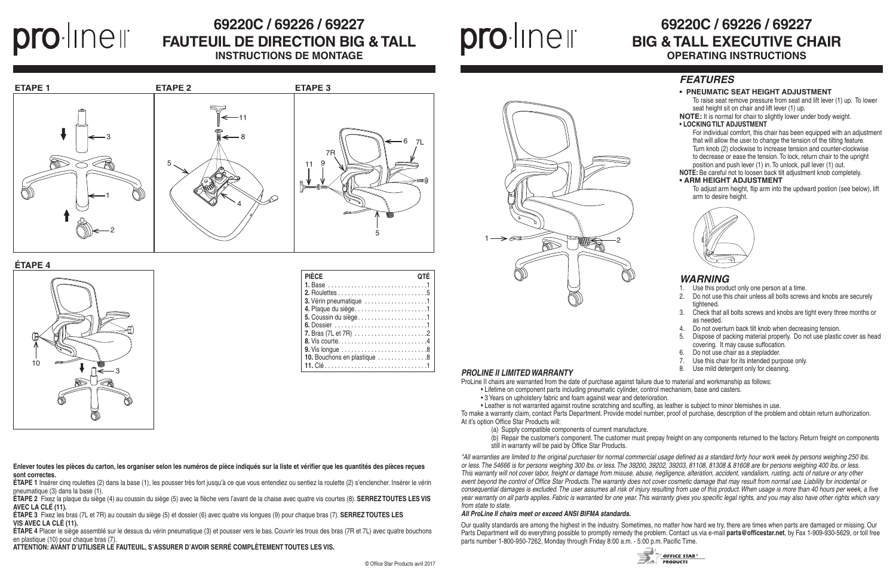# 69220C / 69226 / 69227
## FAUTEUIL DE DIRECTION BIG & TALL
### INSTRUCTIONS DE MONTAGE

ETAPE 1

ETAPE 2

ETAPE 3

ÉTAPE 4

| PIÈCE | QTÉ |
|---|---|
| **1.** Base | 1 |
| **2.** Roulettes | 5 |
| **3.** Vérin pneumatique | 1 |
| **4.** Plaque du siège | 1 |
| **5.** Coussin du siège | 1 |
| **6.** Dossier | 1 |
| **7.** Bras (7L et 7R) | 2 |
| **8.** Vis courte | 4 |
| **9.** Vis longue | 8 |
| **10.** Bouchons en plastique | 8 |
| **11.** Clé | 1 |

**Enlever toutes les pièces du carton, les organiser selon les numéros de pièce indiqués sur la liste et vérifier que les quantités des pièces reçues sont correctes.**

**ÉTAPE 1** Insérer cinq roulettes (2) dans la base (1), les pousser très fort jusqu'à ce que vous entendiez ou sentiez la roulette (2) s'enclencher. Insérer le vérin pneumatique (3) dans la base (1).

**ÉTAPE 2** Fixez la plaque du siège (4) au coussin du siège (5) avec la flèche vers l'avant de la chaise avec quatre vis courtes (8). **SERREZ TOUTES LES VIS AVEC LA CLÉ (11).**

**ÉTAPE 3** Fixez les bras (7L et 7R) au coussin du siège (5) et dossier (6) avec quatre vis longues (9) pour chaque bras (7). **SERREZ TOUTES LES VIS AVEC LA CLÉ (11).**

**ÉTAPE 4** Placer le siège assemblé sur le dessus du vérin pneumatique (3) et pousser vers le bas. Couvrir les trous des bras (7R et 7L) avec quatre bouchons en plastique (10) pour chaque bras (7).

**ATTENTION: AVANT D'UTILISER LE FAUTEUIL, S'ASSURER D'AVOIR SERRÉ COMPLÈTEMENT TOUTES LES VIS.**

© Office Star Products avril 2017

# 69220C / 69226 / 69227
## BIG & TALL EXECUTIVE CHAIR
### OPERATING INSTRUCTIONS

## *FEATURES*

- **PNEUMATIC SEAT HEIGHT ADJUSTMENT**
  To raise seat remove pressure from seat and lift lever (1) up. To lower seat height sit on chair and lift lever (1) up.

**NOTE:** It is normal for chair to slightly lower under body weight.

- **LOCKING TILT ADJUSTMENT**
  For individual comfort, this chair has been equipped with an adjustment that will allow the user to change the tension of the tilting feature. Turn knob (2) clockwise to increase tension and counter-clockwise to decrease or ease the tension. To lock, return chair to the upright position and push lever (1) in. To unlock, pull lever (1) out.

**NOTE:** Be careful not to loosen back tilt adjustment knob completely.

- **ARM HEIGHT ADJUSTMENT**
  To adjust arm height, flip arm into the updward postion (see below), lift arm to desire height.

## *WARNING*

1. Use this product only one person at a time.
2. Do not use this chair unless all bolts screws and knobs are securely tightened.
3. Check that all bolts screws and knobs are tight every three months or as needed.
4. Do not overturn back tilt knob when decreasing tension.
5. Dispose of packing material properly. Do not use plastic cover as head covering. It may cause suffocation.
6. Do not use chair as a stepladder.
7. Use this chair for its intended purpose only.
8. Use mild detergent only for cleaning.

### *PROLINE II LIMITED WARRANTY*

ProLine II chairs are warranted from the date of purchase against failure due to material and workmanship as follows:

- Lifetime on component parts including pneumatic cylinder, control mechanism, base and casters.
- 3 Years on upholstery fabric and foam against wear and deterioration.
- Leather is not warranted against routine scratching and scuffing, as leather is subject to minor blemishes in use.

To make a warranty claim, contact Parts Department. Provide model number, proof of purchase, description of the problem and obtain return authorization.
At it's option Office Star Products will:

(a) Supply compatible components of current manufacture.

(b) Repair the customer's component. The customer must prepay freight on any components returned to the factory. Return freight on components still in warranty will be paid by Office Star Products.

*\*All warranties are limited to the original purchaser for normal commercial usage defined as a standard forty hour work week by persons weighing 250 lbs. or less. The 54666 is for persons weighing 300 lbs. or less. The 39200, 39202, 39203, 81108, 81308 & 81608 are for persons weighing 400 lbs. or less. This warranty will not cover labor, freight or damage from misuse, abuse, negligence, alteration, accident, vandalism, rusting, acts of nature or any other event beyond the control of Office Star Products. The warranty does not cover cosmetic damage that may result from normal use. Liability for incidental or consequential damages is excluded. The user assumes all risk of injury resulting from use of this product. When usage is more than 40 hours per week, a five year warranty on all parts applies. Fabric is warranted for one year. This warranty gives you specific legal rights, and you may also have other rights which vary from state to state.*

***All ProLine II chairs meet or exceed ANSI BIFMA standards.***

Our quality standards are among the highest in the industry. Sometimes, no matter how hard we try, there are times when parts are damaged or missing. Our Parts Department will do everything possible to promptly remedy the problem. Contact us via e-mail **parts@officestar.net**, by Fax 1-909-930-5629, or toll free parts number 1-800-950-7262, Monday through Friday 8:00 a.m. - 5:00 p.m. Pacific Time.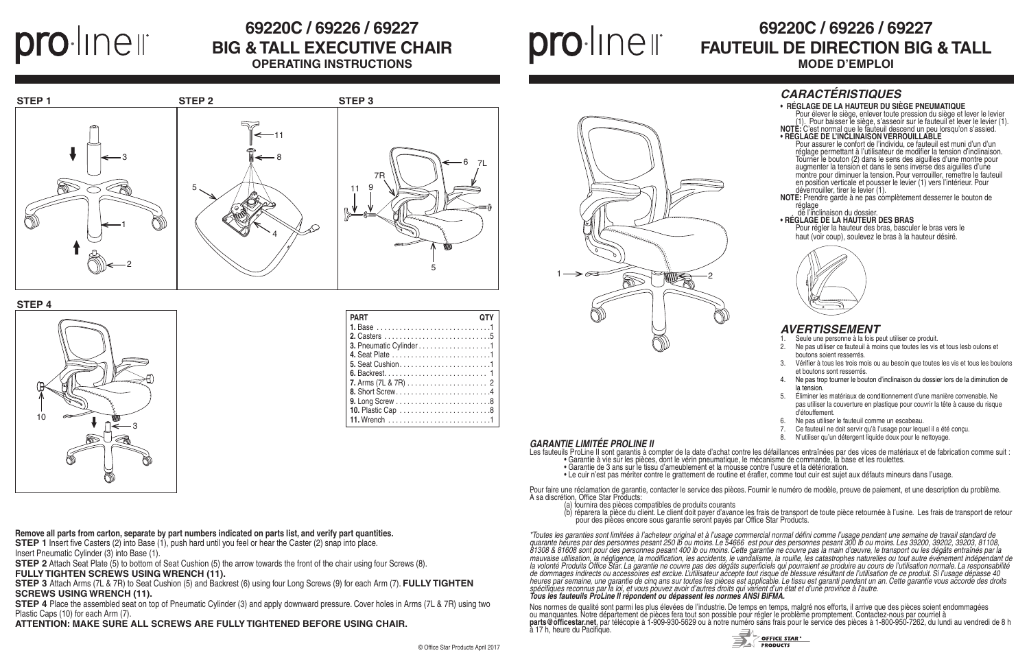# pro·line II

## 69220C / 69226 / 69227
## BIG & TALL EXECUTIVE CHAIR
### OPERATING INSTRUCTIONS

**STEP 1**

**STEP 2**

**STEP 3**

**STEP 4**

| PART | QTY |
|---|---|
| 1. Base | 1 |
| 2. Casters | 5 |
| 3. Pneumatic Cylinder | 1 |
| 4. Seat Plate | 1 |
| 5. Seat Cushion | 1 |
| 6. Backrest | 1 |
| 7. Arms (7L & 7R) | 2 |
| 8. Short Screw | 4 |
| 9. Long Screw | 8 |
| 10. Plastic Cap | 8 |
| 11. Wrench | 1 |

**Remove all parts from carton, separate by part numbers indicated on parts list, and verify part quantities.**

**STEP 1** Insert five Casters (2) into Base (1), push hard until you feel or hear the Caster (2) snap into place.
Insert Pneumatic Cylinder (3) into Base (1).

**STEP 2** Attach Seat Plate (5) to bottom of Seat Cushion (5) the arrow towards the front of the chair using four Screws (8).
**FULLY TIGHTEN SCREWS USING WRENCH (11).**

**STEP 3** Attach Arms (7L & 7R) to Seat Cushion (5) and Backrest (6) using four Long Screws (9) for each Arm (7). **FULLY TIGHTEN SCREWS USING WRENCH (11).**

**STEP 4** Place the assembled seat on top of Pneumatic Cylinder (3) and apply downward pressure. Cover holes in Arms (7L & 7R) using two Plastic Caps (10) for each Arm (7).

**ATTENTION: MAKE SURE ALL SCREWS ARE FULLY TIGHTENED BEFORE USING CHAIR.**

© Office Star Products April 2017

# pro·line II

## 69220C / 69226 / 69227
## FAUTEUIL DE DIRECTION BIG & TALL
### MODE D'EMPLOI

## CARACTÉRISTIQUES

- **RÉGLAGE DE LA HAUTEUR DU SIÈGE PNEUMATIQUE**
  Pour élever le siège, enlever toute pression du siège et lever le levier (1). Pour baisser le siège, s'asseoir sur le fauteuil et lever le levier (1).

**NOTE:** C'est normal que le fauteuil descend un peu lorsqu'on s'assied.

- **RÉGLAGE DE L'INCLINAISON VERROUILLABLE**
  Pour assurer le confort de l'individu, ce fauteuil est muni d'un d'un réglage permettant à l'utilisateur de modifier la tension d'inclinaison. Tourner le bouton (2) dans le sens des aiguilles d'une montre pour augmenter la tension et dans le sens inverse des aiguilles d'une montre pour diminuer la tension. Pour verrouiller, remettre le fauteuil en position verticale et pousser le levier (1) vers l'intérieur. Pour déverrouiller, tirer le levier (1).

**NOTE:** Prendre garde à ne pas complètement desserrer le bouton de réglage de l'inclinaison du dossier.

- **RÉGLAGE DE LA HAUTEUR DES BRAS**
  Pour régler la hauteur des bras, basculer le bras vers le haut (voir coup), soulevez le bras à la hauteur désiré.

## AVERTISSEMENT

1. Seule une personne à la fois peut utiliser ce produit.
2. Ne pas utiliser ce fauteuil à moins que toutes les vis et tous lesb oulons et boutons soient resserrés.
3. Vérifier à tous les trois mois ou au besoin que toutes les vis et tous les boulons et boutons sont resserrés.
4. Ne pas trop tourner le bouton d'inclinaison du dossier lors de la diminution de la tension.
5. Éliminer les matériaux de conditionnement d'une manière convenable. Ne pas utiliser la couverture en plastique pour couvrir la tête à cause du risque d'étouffement.
6. Ne pas utiliser le fauteuil comme un escabeau.
7. Ce fauteuil ne doit servir qu'à l'usage pour lequel il a été conçu.
8. N'utiliser qu'un détergent liquide doux pour le nettoyage.

### GARANTIE LIMITÉE PROLINE II

Les fauteuils ProLine II sont garantis à compter de la date d'achat contre les défaillances entraînées par des vices de matériaux et de fabrication comme suit :

- Garantie à vie sur les pièces, dont le vérin pneumatique, le mécanisme de commande, la base et les roulettes.
- Garantie de 3 ans sur le tissu d'ameublement et la mousse contre l'usure et la détérioration.
- Le cuir n'est pas mériter contre le grattement de routine et érafler, comme tout cuir est sujet aux défauts mineurs dans l'usage.

Pour faire une réclamation de garantie, contacter le service des pièces. Fournir le numéro de modèle, preuve de paiement, et une description du problème. A sa discrétion, Office Star Products:

(a) fournira des pièces compatibles de produits courants
(b) réparera la pièce du client. Le client doit payer d'avance les frais de transport de toute pièce retournée à l'usine. Les frais de transport de retour pour des pièces encore sous garantie seront payés par Office Star Products.

*\*Toutes les garanties sont limitées à l'acheteur original et à l'usage commercial normal défini comme l'usage pendant une semaine de travail standard de quarante heures par des personnes pesant 250 lb ou moins. Le 54666 est pour des personnes pesant 300 lb ou moins. Les 39200, 39202, 39203, 81108, 81308 & 81608 sont pour des personnes pesant 400 lb ou moins. Cette garantie ne couvre pas la main d'œuvre, le transport ou les dégâts entraînés par la mauvaise utilisation, la négligence, la modification, les accidents, le vandalisme, la rouille, les catastrophes naturelles ou tout autre événement indépendant de la volonté Produits Office Star. La garantie ne couvre pas des dégâts superficiels qui pourraient se produire au cours de l'utilisation normale. La responsabilité de dommages indirects ou accessoires est exclue. L'utilisateur accepte tout risque de blessure résultant de l'utilisation de ce produit. Si l'usage dépasse 40 heures par semaine, une garantie de cinq ans sur toutes les pièces est applicable. Le tissu est garanti pendant un an. Cette garantie vous accorde des droits spécifiques reconnus par la loi, et vous pouvez avoir d'autres droits qui varient d'un état et d'une province à l'autre.*
***Tous les fauteuils ProLine II répondent ou dépassent les normes ANSI BIFMA.***

Nos normes de qualité sont parmi les plus élevées de l'industrie. De temps en temps, malgré nos efforts, il arrive que des pièces soient endommagées ou manquantes. Notre département de pièces fera tout son possible pour régler le problème promptement. Contactez-nous par courriel à **parts@officestar.net**, par télécopie à 1-909-930-5629 ou à notre numéro sans frais pour le service des pièces à 1-800-950-7262, du lundi au vendredi de 8 h à 17 h, heure du Pacifique.

OFFICE STAR PRODUCTS